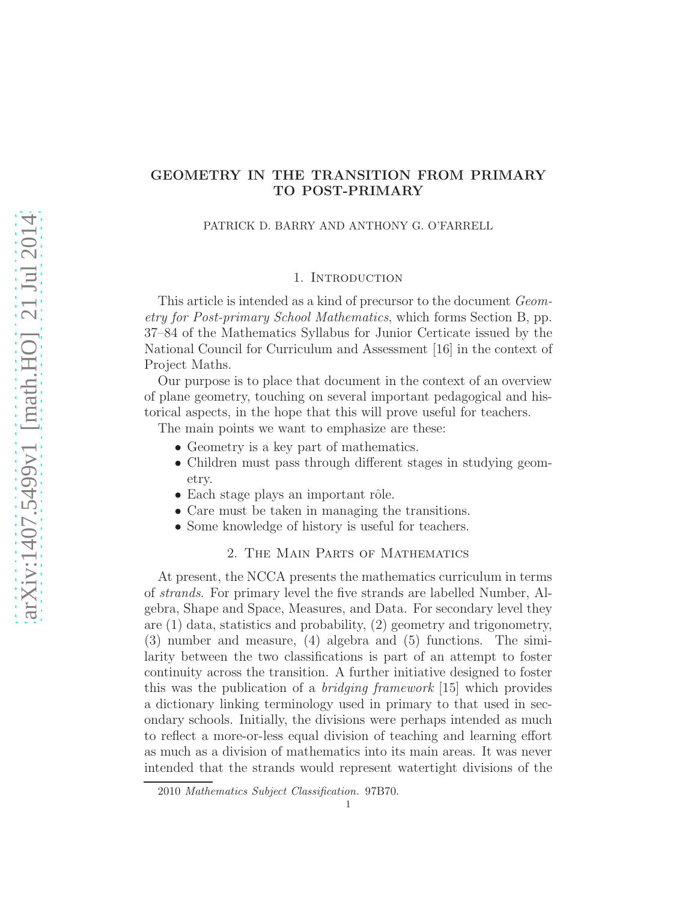# GEOMETRY IN THE TRANSITION FROM PRIMARY TO POST-PRIMARY

PATRICK D. BARRY AND ANTHONY G. O'FARRELL

## 1. Introduction

This article is intended as a kind of precursor to the document *Geometry for Post-primary School Mathematics*, which forms Section B, pp. 37–84 of the Mathematics Syllabus for Junior Certicate issued by the National Council for Curriculum and Assessment [16] in the context of Project Maths.

Our purpose is to place that document in the context of an overview of plane geometry, touching on several important pedagogical and historical aspects, in the hope that this will prove useful for teachers.

The main points we want to emphasize are these:

- Geometry is a key part of mathematics.
- Children must pass through different stages in studying geometry.
- Each stage plays an important rôle.
- Care must be taken in managing the transitions.
- Some knowledge of history is useful for teachers.

## 2. The Main Parts of Mathematics

At present, the NCCA presents the mathematics curriculum in terms of *strands*. For primary level the five strands are labelled Number, Algebra, Shape and Space, Measures, and Data. For secondary level they are (1) data, statistics and probability, (2) geometry and trigonometry, (3) number and measure, (4) algebra and (5) functions. The similarity between the two classifications is part of an attempt to foster continuity across the transition. A further initiative designed to foster this was the publication of a *bridging framework* [15] which provides a dictionary linking terminology used in primary to that used in secondary schools. Initially, the divisions were perhaps intended as much to reflect a more-or-less equal division of teaching and learning effort as much as a division of mathematics into its main areas. It was never intended that the strands would represent watertight divisions of the

2010 *Mathematics Subject Classification.* 97B70.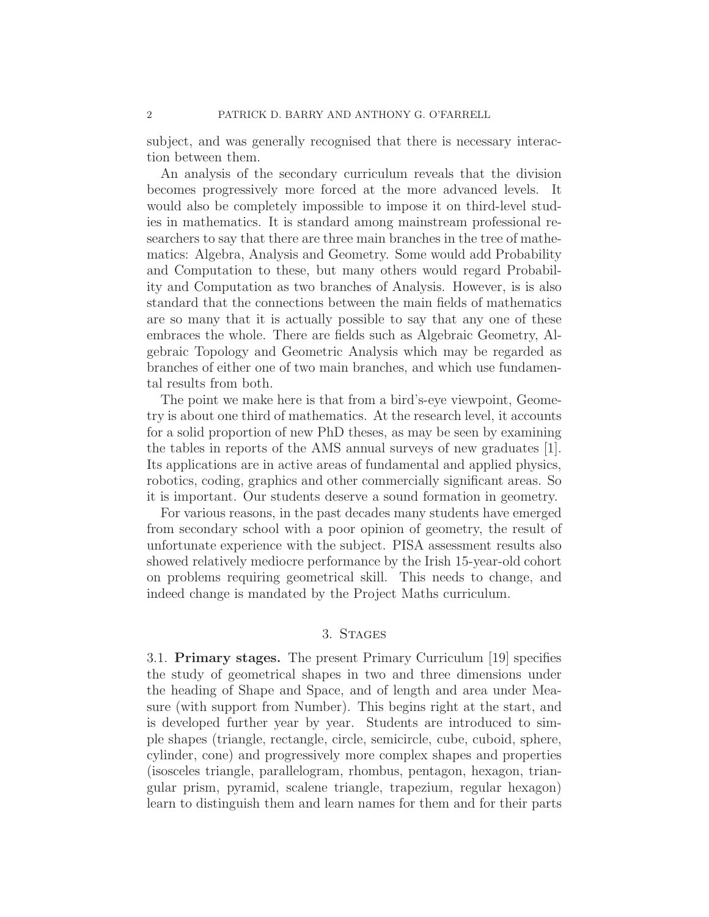subject, and was generally recognised that there is necessary interaction between them.

An analysis of the secondary curriculum reveals that the division becomes progressively more forced at the more advanced levels. It would also be completely impossible to impose it on third-level studies in mathematics. It is standard among mainstream professional researchers to say that there are three main branches in the tree of mathematics: Algebra, Analysis and Geometry. Some would add Probability and Computation to these, but many others would regard Probability and Computation as two branches of Analysis. However, is is also standard that the connections between the main fields of mathematics are so many that it is actually possible to say that any one of these embraces the whole. There are fields such as Algebraic Geometry, Algebraic Topology and Geometric Analysis which may be regarded as branches of either one of two main branches, and which use fundamental results from both.

The point we make here is that from a bird's-eye viewpoint, Geometry is about one third of mathematics. At the research level, it accounts for a solid proportion of new PhD theses, as may be seen by examining the tables in reports of the AMS annual surveys of new graduates [1]. Its applications are in active areas of fundamental and applied physics, robotics, coding, graphics and other commercially significant areas. So it is important. Our students deserve a sound formation in geometry.

For various reasons, in the past decades many students have emerged from secondary school with a poor opinion of geometry, the result of unfortunate experience with the subject. PISA assessment results also showed relatively mediocre performance by the Irish 15-year-old cohort on problems requiring geometrical skill. This needs to change, and indeed change is mandated by the Project Maths curriculum.

## 3. Stages

**3.1. Primary stages.** The present Primary Curriculum [19] specifies the study of geometrical shapes in two and three dimensions under the heading of Shape and Space, and of length and area under Measure (with support from Number). This begins right at the start, and is developed further year by year. Students are introduced to simple shapes (triangle, rectangle, circle, semicircle, cube, cuboid, sphere, cylinder, cone) and progressively more complex shapes and properties (isosceles triangle, parallelogram, rhombus, pentagon, hexagon, triangular prism, pyramid, scalene triangle, trapezium, regular hexagon) learn to distinguish them and learn names for them and for their parts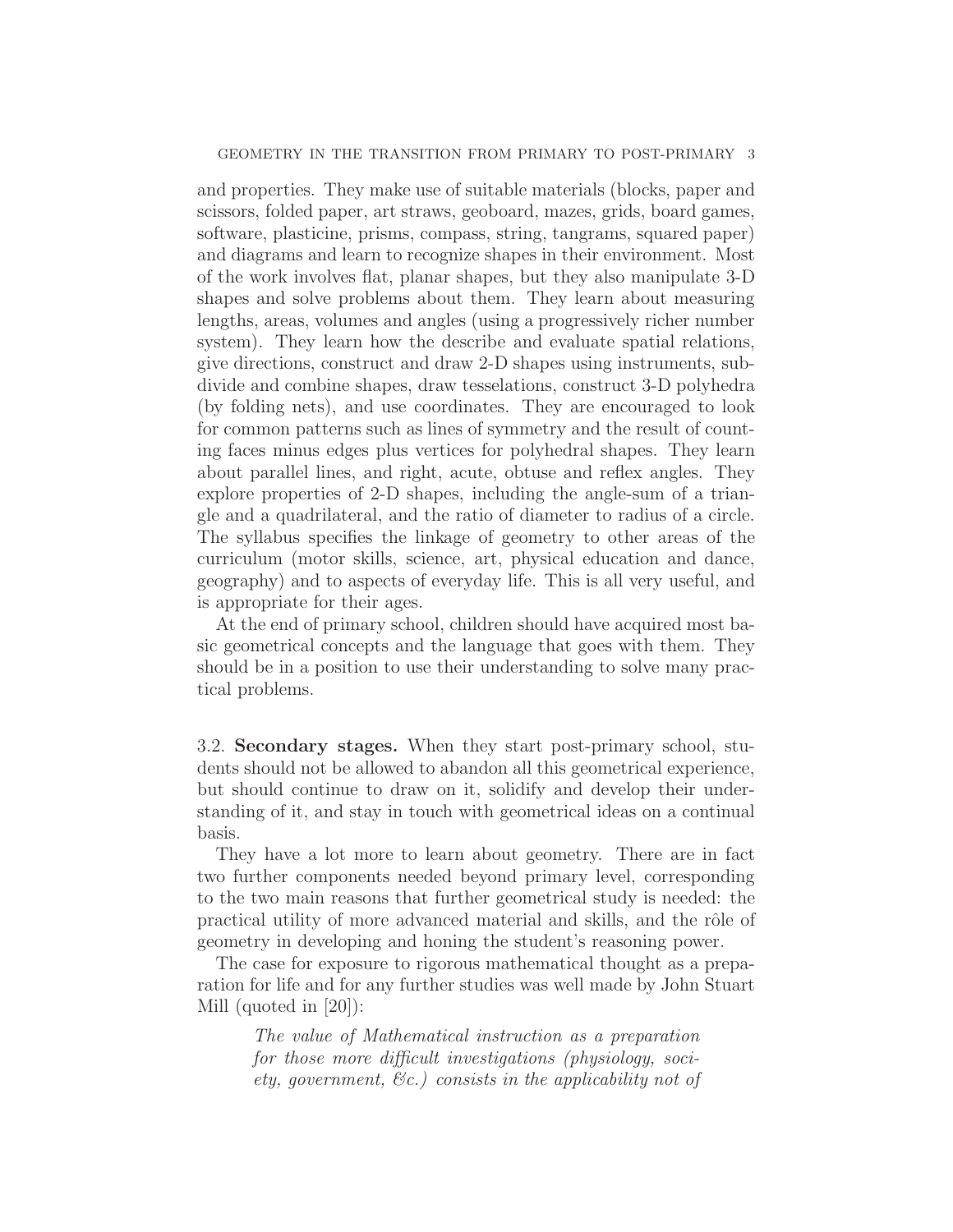and properties. They make use of suitable materials (blocks, paper and scissors, folded paper, art straws, geoboard, mazes, grids, board games, software, plasticine, prisms, compass, string, tangrams, squared paper) and diagrams and learn to recognize shapes in their environment. Most of the work involves flat, planar shapes, but they also manipulate 3-D shapes and solve problems about them. They learn about measuring lengths, areas, volumes and angles (using a progressively richer number system). They learn how the describe and evaluate spatial relations, give directions, construct and draw 2-D shapes using instruments, subdivide and combine shapes, draw tesselations, construct 3-D polyhedra (by folding nets), and use coordinates. They are encouraged to look for common patterns such as lines of symmetry and the result of counting faces minus edges plus vertices for polyhedral shapes. They learn about parallel lines, and right, acute, obtuse and reflex angles. They explore properties of 2-D shapes, including the angle-sum of a triangle and a quadrilateral, and the ratio of diameter to radius of a circle. The syllabus specifies the linkage of geometry to other areas of the curriculum (motor skills, science, art, physical education and dance, geography) and to aspects of everyday life. This is all very useful, and is appropriate for their ages.

At the end of primary school, children should have acquired most basic geometrical concepts and the language that goes with them. They should be in a position to use their understanding to solve many practical problems.

3.2. **Secondary stages.** When they start post-primary school, students should not be allowed to abandon all this geometrical experience, but should continue to draw on it, solidify and develop their understanding of it, and stay in touch with geometrical ideas on a continual basis.

They have a lot more to learn about geometry. There are in fact two further components needed beyond primary level, corresponding to the two main reasons that further geometrical study is needed: the practical utility of more advanced material and skills, and the rôle of geometry in developing and honing the student's reasoning power.

The case for exposure to rigorous mathematical thought as a preparation for life and for any further studies was well made by John Stuart Mill (quoted in [20]):

> *The value of Mathematical instruction as a preparation for those more difficult investigations (physiology, society, government, &c.) consists in the applicability not of*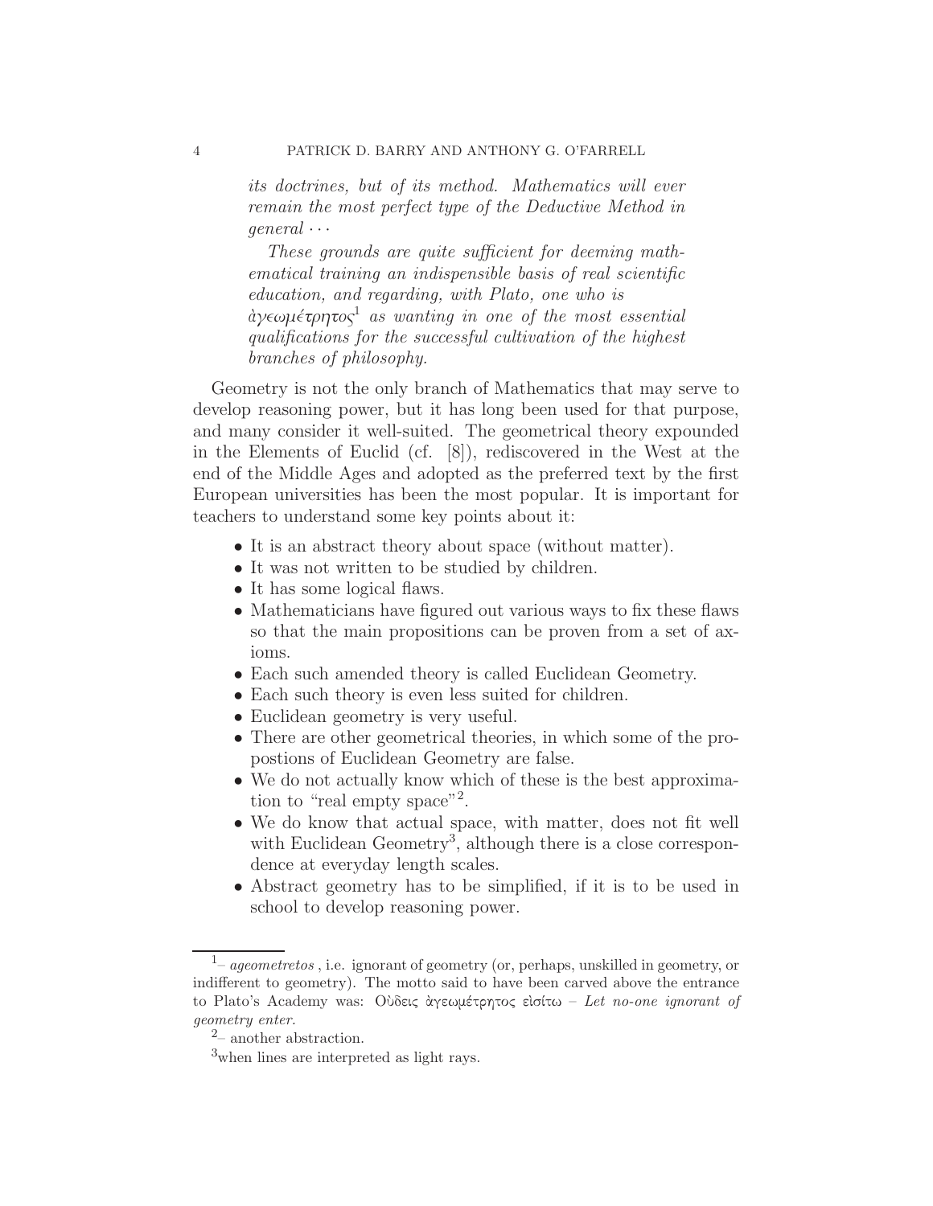*its doctrines, but of its method. Mathematics will ever remain the most perfect type of the Deductive Method in general ⋯*

*These grounds are quite sufficient for deeming mathematical training an indispensible basis of real scientific education, and regarding, with Plato, one who is ἀγεωμέτρητος[1] as wanting in one of the most essential qualifications for the successful cultivation of the highest branches of philosophy.*

Geometry is not the only branch of Mathematics that may serve to develop reasoning power, but it has long been used for that purpose, and many consider it well-suited. The geometrical theory expounded in the Elements of Euclid (cf. [8]), rediscovered in the West at the end of the Middle Ages and adopted as the preferred text by the first European universities has been the most popular. It is important for teachers to understand some key points about it:

- It is an abstract theory about space (without matter).
- It was not written to be studied by children.
- It has some logical flaws.
- Mathematicians have figured out various ways to fix these flaws so that the main propositions can be proven from a set of axioms.
- Each such amended theory is called Euclidean Geometry.
- Each such theory is even less suited for children.
- Euclidean geometry is very useful.
- There are other geometrical theories, in which some of the propostions of Euclidean Geometry are false.
- We do not actually know which of these is the best approximation to "real empty space"[2].
- We do know that actual space, with matter, does not fit well with Euclidean Geometry[3], although there is a close correspondence at everyday length scales.
- Abstract geometry has to be simplified, if it is to be used in school to develop reasoning power.

---

[1]– *ageometretos* , i.e. ignorant of geometry (or, perhaps, unskilled in geometry, or indifferent to geometry). The motto said to have been carved above the entrance to Plato's Academy was: Οὐδεις ἀγεωμέτρητος εἰσίτω – *Let no-one ignorant of geometry enter.*

[2]– another abstraction.

[3]when lines are interpreted as light rays.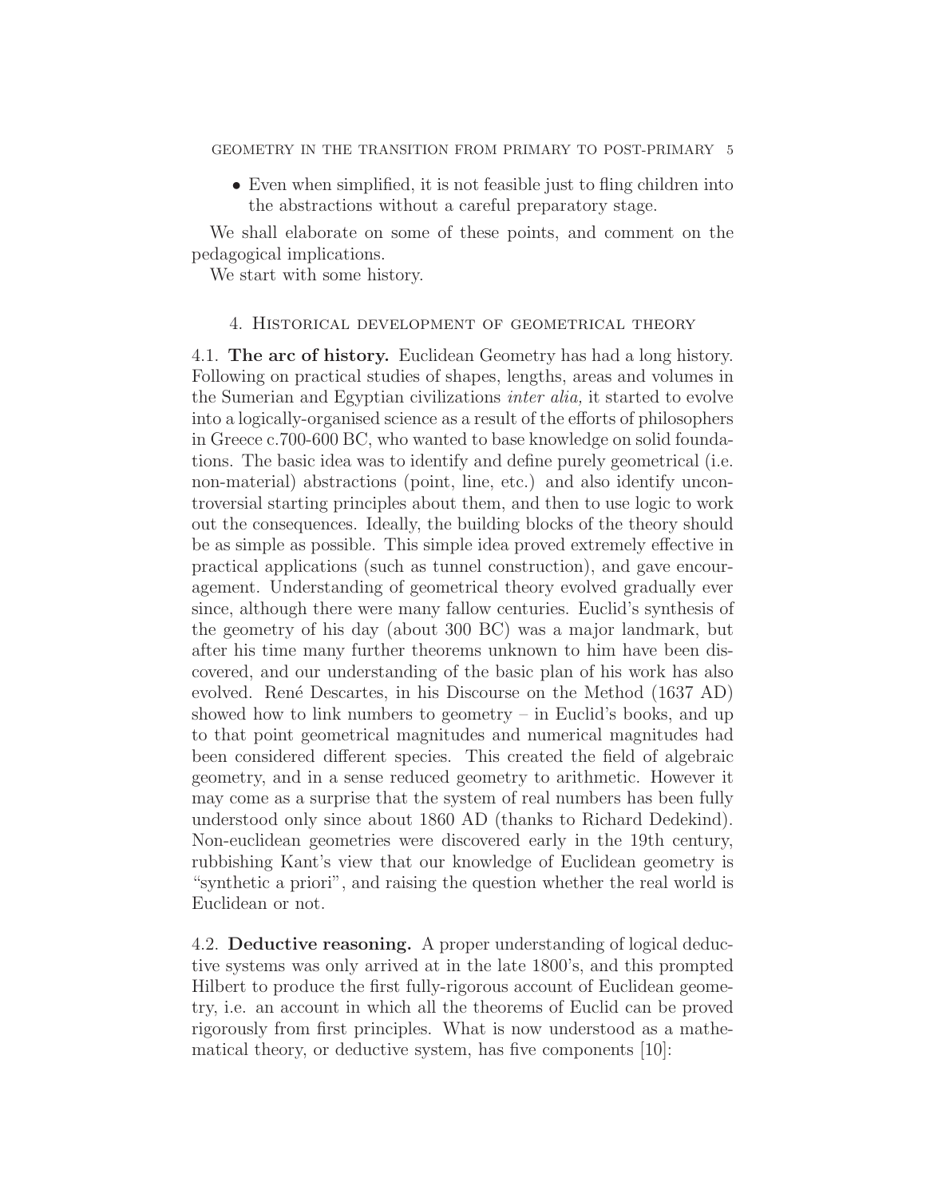- Even when simplified, it is not feasible just to fling children into the abstractions without a careful preparatory stage.

We shall elaborate on some of these points, and comment on the pedagogical implications.

We start with some history.

## 4. Historical development of geometrical theory

4.1. **The arc of history.** Euclidean Geometry has had a long history. Following on practical studies of shapes, lengths, areas and volumes in the Sumerian and Egyptian civilizations *inter alia,* it started to evolve into a logically-organised science as a result of the efforts of philosophers in Greece c.700-600 BC, who wanted to base knowledge on solid foundations. The basic idea was to identify and define purely geometrical (i.e. non-material) abstractions (point, line, etc.) and also identify uncontroversial starting principles about them, and then to use logic to work out the consequences. Ideally, the building blocks of the theory should be as simple as possible. This simple idea proved extremely effective in practical applications (such as tunnel construction), and gave encouragement. Understanding of geometrical theory evolved gradually ever since, although there were many fallow centuries. Euclid's synthesis of the geometry of his day (about 300 BC) was a major landmark, but after his time many further theorems unknown to him have been discovered, and our understanding of the basic plan of his work has also evolved. René Descartes, in his Discourse on the Method (1637 AD) showed how to link numbers to geometry – in Euclid's books, and up to that point geometrical magnitudes and numerical magnitudes had been considered different species. This created the field of algebraic geometry, and in a sense reduced geometry to arithmetic. However it may come as a surprise that the system of real numbers has been fully understood only since about 1860 AD (thanks to Richard Dedekind). Non-euclidean geometries were discovered early in the 19th century, rubbishing Kant's view that our knowledge of Euclidean geometry is "synthetic a priori", and raising the question whether the real world is Euclidean or not.

4.2. **Deductive reasoning.** A proper understanding of logical deductive systems was only arrived at in the late 1800's, and this prompted Hilbert to produce the first fully-rigorous account of Euclidean geometry, i.e. an account in which all the theorems of Euclid can be proved rigorously from first principles. What is now understood as a mathematical theory, or deductive system, has five components [10]: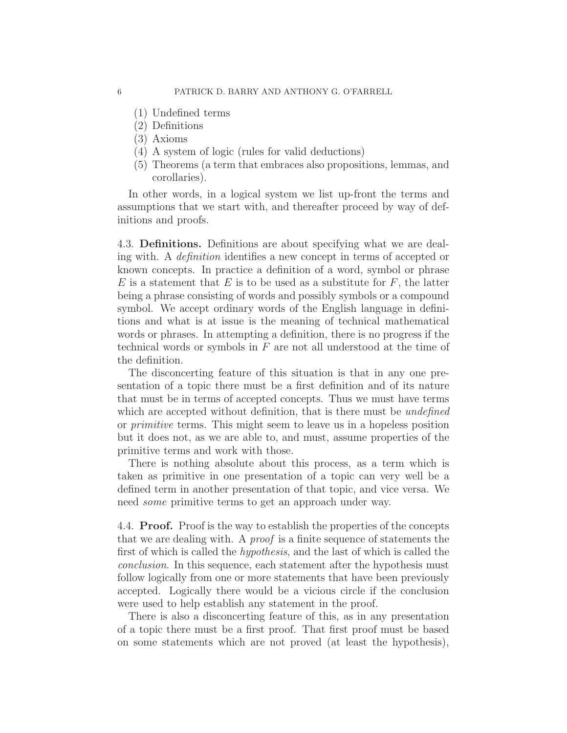(1) Undefined terms
(2) Definitions
(3) Axioms
(4) A system of logic (rules for valid deductions)
(5) Theorems (a term that embraces also propositions, lemmas, and corollaries).

In other words, in a logical system we list up-front the terms and assumptions that we start with, and thereafter proceed by way of definitions and proofs.

4.3. **Definitions.** Definitions are about specifying what we are dealing with. A *definition* identifies a new concept in terms of accepted or known concepts. In practice a definition of a word, symbol or phrase $E$ is a statement that $E$ is to be used as a substitute for $F$, the latter being a phrase consisting of words and possibly symbols or a compound symbol. We accept ordinary words of the English language in definitions and what is at issue is the meaning of technical mathematical words or phrases. In attempting a definition, there is no progress if the technical words or symbols in $F$ are not all understood at the time of the definition.

The disconcerting feature of this situation is that in any one presentation of a topic there must be a first definition and of its nature that must be in terms of accepted concepts. Thus we must have terms which are accepted without definition, that is there must be *undefined* or *primitive* terms. This might seem to leave us in a hopeless position but it does not, as we are able to, and must, assume properties of the primitive terms and work with those.

There is nothing absolute about this process, as a term which is taken as primitive in one presentation of a topic can very well be a defined term in another presentation of that topic, and vice versa. We need *some* primitive terms to get an approach under way.

4.4. **Proof.** Proof is the way to establish the properties of the concepts that we are dealing with. A *proof* is a finite sequence of statements the first of which is called the *hypothesis*, and the last of which is called the *conclusion*. In this sequence, each statement after the hypothesis must follow logically from one or more statements that have been previously accepted. Logically there would be a vicious circle if the conclusion were used to help establish any statement in the proof.

There is also a disconcerting feature of this, as in any presentation of a topic there must be a first proof. That first proof must be based on some statements which are not proved (at least the hypothesis),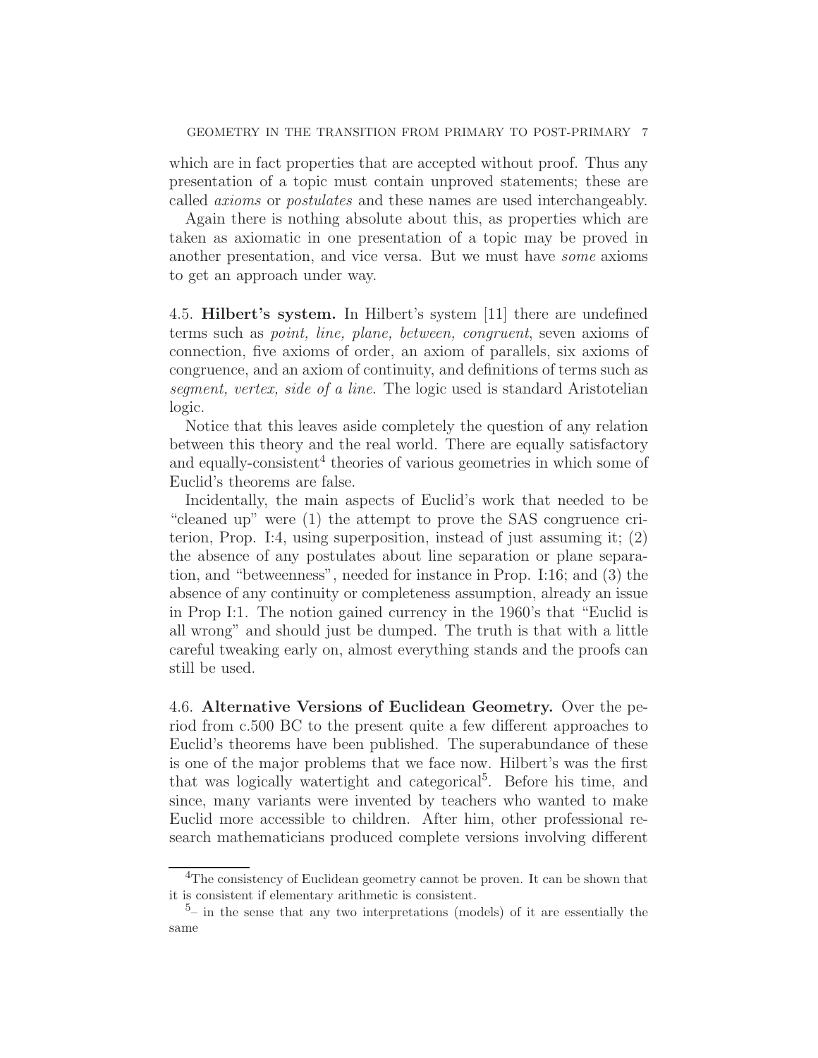which are in fact properties that are accepted without proof. Thus any presentation of a topic must contain unproved statements; these are called *axioms* or *postulates* and these names are used interchangeably.

Again there is nothing absolute about this, as properties which are taken as axiomatic in one presentation of a topic may be proved in another presentation, and vice versa. But we must have *some* axioms to get an approach under way.

4.5. **Hilbert's system.** In Hilbert's system [11] there are undefined terms such as *point, line, plane, between, congruent*, seven axioms of connection, five axioms of order, an axiom of parallels, six axioms of congruence, and an axiom of continuity, and definitions of terms such as *segment, vertex, side of a line*. The logic used is standard Aristotelian logic.

Notice that this leaves aside completely the question of any relation between this theory and the real world. There are equally satisfactory and equally-consistent[4] theories of various geometries in which some of Euclid's theorems are false.

Incidentally, the main aspects of Euclid's work that needed to be "cleaned up" were (1) the attempt to prove the SAS congruence criterion, Prop. I:4, using superposition, instead of just assuming it; (2) the absence of any postulates about line separation or plane separation, and "betweenness", needed for instance in Prop. I:16; and (3) the absence of any continuity or completeness assumption, already an issue in Prop I:1. The notion gained currency in the 1960's that "Euclid is all wrong" and should just be dumped. The truth is that with a little careful tweaking early on, almost everything stands and the proofs can still be used.

4.6. **Alternative Versions of Euclidean Geometry.** Over the period from c.500 BC to the present quite a few different approaches to Euclid's theorems have been published. The superabundance of these is one of the major problems that we face now. Hilbert's was the first that was logically watertight and categorical[5]. Before his time, and since, many variants were invented by teachers who wanted to make Euclid more accessible to children. After him, other professional research mathematicians produced complete versions involving different

[4] The consistency of Euclidean geometry cannot be proven. It can be shown that it is consistent if elementary arithmetic is consistent.

[5] – in the sense that any two interpretations (models) of it are essentially the same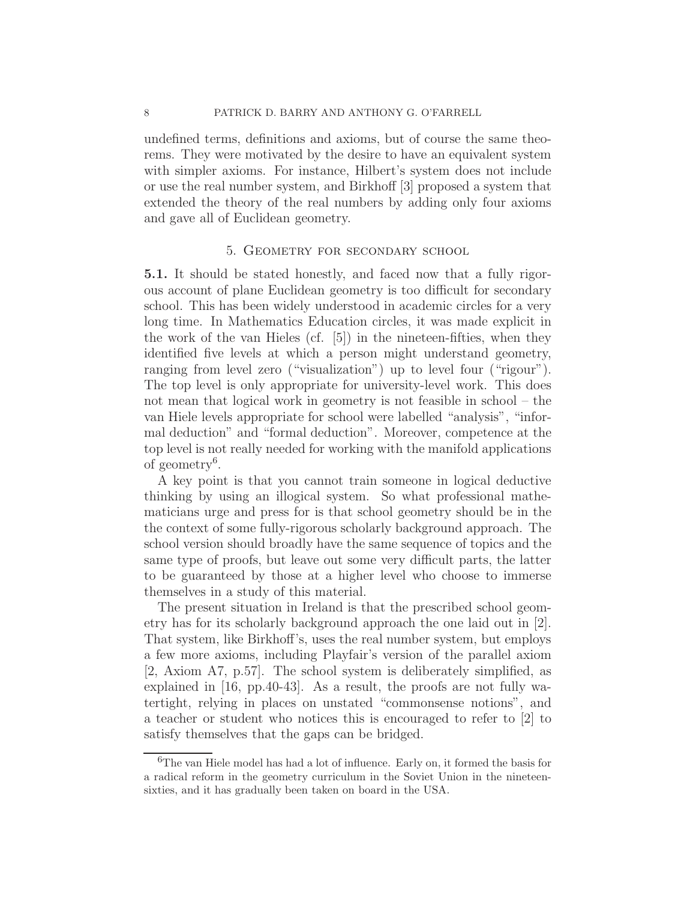undefined terms, definitions and axioms, but of course the same theorems. They were motivated by the desire to have an equivalent system with simpler axioms. For instance, Hilbert's system does not include or use the real number system, and Birkhoff [3] proposed a system that extended the theory of the real numbers by adding only four axioms and gave all of Euclidean geometry.

## 5. Geometry for secondary school

**5.1.** It should be stated honestly, and faced now that a fully rigorous account of plane Euclidean geometry is too difficult for secondary school. This has been widely understood in academic circles for a very long time. In Mathematics Education circles, it was made explicit in the work of the van Hieles (cf. [5]) in the nineteen-fifties, when they identified five levels at which a person might understand geometry, ranging from level zero ("visualization") up to level four ("rigour"). The top level is only appropriate for university-level work. This does not mean that logical work in geometry is not feasible in school – the van Hiele levels appropriate for school were labelled "analysis", "informal deduction" and "formal deduction". Moreover, competence at the top level is not really needed for working with the manifold applications of geometry[6].

A key point is that you cannot train someone in logical deductive thinking by using an illogical system. So what professional mathematicians urge and press for is that school geometry should be in the the context of some fully-rigorous scholarly background approach. The school version should broadly have the same sequence of topics and the same type of proofs, but leave out some very difficult parts, the latter to be guaranteed by those at a higher level who choose to immerse themselves in a study of this material.

The present situation in Ireland is that the prescribed school geometry has for its scholarly background approach the one laid out in [2]. That system, like Birkhoff's, uses the real number system, but employs a few more axioms, including Playfair's version of the parallel axiom [2, Axiom A7, p.57]. The school system is deliberately simplified, as explained in [16, pp.40-43]. As a result, the proofs are not fully watertight, relying in places on unstated "commonsense notions", and a teacher or student who notices this is encouraged to refer to [2] to satisfy themselves that the gaps can be bridged.

---

[6] The van Hiele model has had a lot of influence. Early on, it formed the basis for a radical reform in the geometry curriculum in the Soviet Union in the nineteen-sixties, and it has gradually been taken on board in the USA.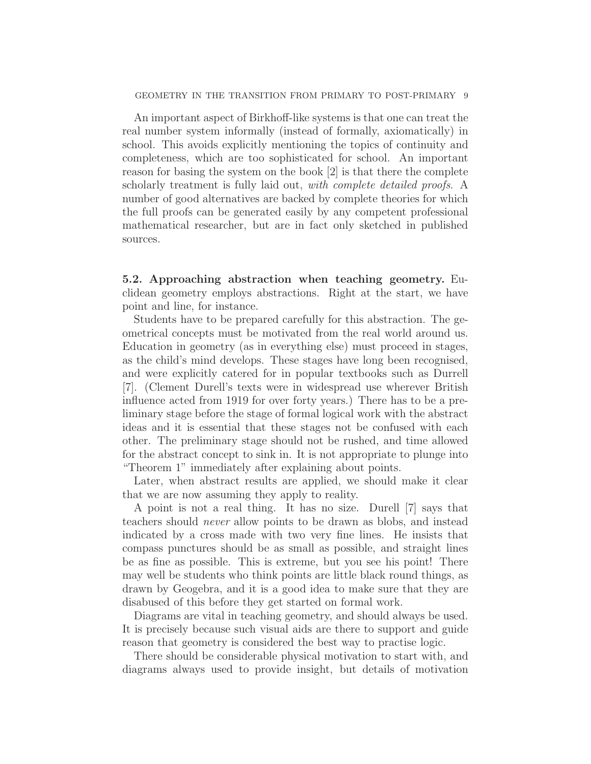An important aspect of Birkhoff-like systems is that one can treat the real number system informally (instead of formally, axiomatically) in school. This avoids explicitly mentioning the topics of continuity and completeness, which are too sophisticated for school. An important reason for basing the system on the book [2] is that there the complete scholarly treatment is fully laid out, *with complete detailed proofs*. A number of good alternatives are backed by complete theories for which the full proofs can be generated easily by any competent professional mathematical researcher, but are in fact only sketched in published sources.

**5.2. Approaching abstraction when teaching geometry.** Euclidean geometry employs abstractions. Right at the start, we have point and line, for instance.

Students have to be prepared carefully for this abstraction. The geometrical concepts must be motivated from the real world around us. Education in geometry (as in everything else) must proceed in stages, as the child's mind develops. These stages have long been recognised, and were explicitly catered for in popular textbooks such as Durrell [7]. (Clement Durell's texts were in widespread use wherever British influence acted from 1919 for over forty years.) There has to be a preliminary stage before the stage of formal logical work with the abstract ideas and it is essential that these stages not be confused with each other. The preliminary stage should not be rushed, and time allowed for the abstract concept to sink in. It is not appropriate to plunge into "Theorem 1" immediately after explaining about points.

Later, when abstract results are applied, we should make it clear that we are now assuming they apply to reality.

A point is not a real thing. It has no size. Durell [7] says that teachers should *never* allow points to be drawn as blobs, and instead indicated by a cross made with two very fine lines. He insists that compass punctures should be as small as possible, and straight lines be as fine as possible. This is extreme, but you see his point! There may well be students who think points are little black round things, as drawn by Geogebra, and it is a good idea to make sure that they are disabused of this before they get started on formal work.

Diagrams are vital in teaching geometry, and should always be used. It is precisely because such visual aids are there to support and guide reason that geometry is considered the best way to practise logic.

There should be considerable physical motivation to start with, and diagrams always used to provide insight, but details of motivation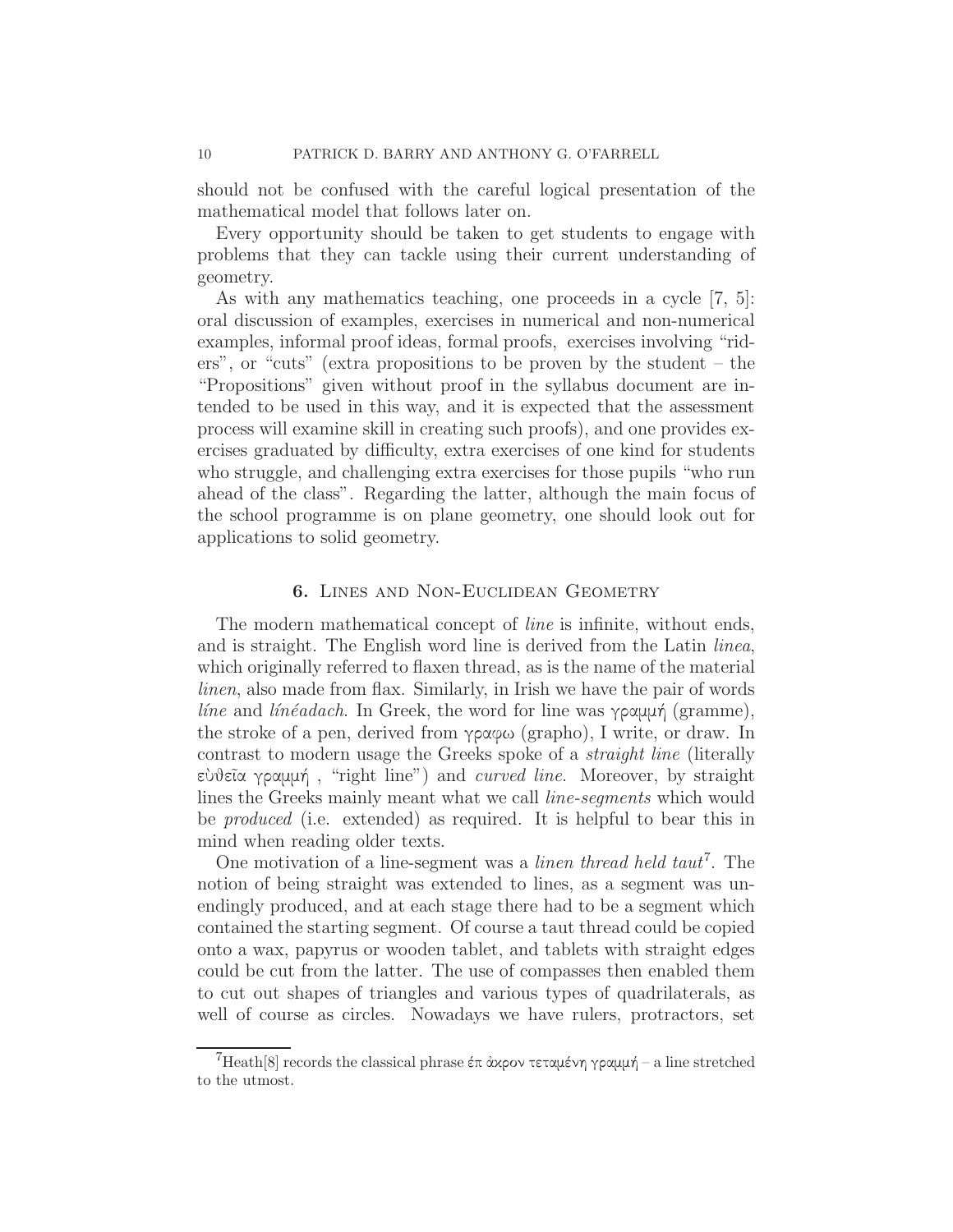should not be confused with the careful logical presentation of the mathematical model that follows later on.

Every opportunity should be taken to get students to engage with problems that they can tackle using their current understanding of geometry.

As with any mathematics teaching, one proceeds in a cycle [7, 5]: oral discussion of examples, exercises in numerical and non-numerical examples, informal proof ideas, formal proofs, exercises involving "riders", or "cuts" (extra propositions to be proven by the student – the "Propositions" given without proof in the syllabus document are intended to be used in this way, and it is expected that the assessment process will examine skill in creating such proofs), and one provides exercises graduated by difficulty, extra exercises of one kind for students who struggle, and challenging extra exercises for those pupils "who run ahead of the class". Regarding the latter, although the main focus of the school programme is on plane geometry, one should look out for applications to solid geometry.

## 6. Lines and Non-Euclidean Geometry

The modern mathematical concept of *line* is infinite, without ends, and is straight. The English word line is derived from the Latin *linea*, which originally referred to flaxen thread, as is the name of the material *linen*, also made from flax. Similarly, in Irish we have the pair of words *líne* and *línéadach*. In Greek, the word for line was γραμμή (gramme), the stroke of a pen, derived from γραφω (grapho), I write, or draw. In contrast to modern usage the Greeks spoke of a *straight line* (literally εὐθεῖα γραμμή , "right line") and *curved line*. Moreover, by straight lines the Greeks mainly meant what we call *line-segments* which would be *produced* (i.e. extended) as required. It is helpful to bear this in mind when reading older texts.

One motivation of a line-segment was a *linen thread held taut*[7]. The notion of being straight was extended to lines, as a segment was unendingly produced, and at each stage there had to be a segment which contained the starting segment. Of course a taut thread could be copied onto a wax, papyrus or wooden tablet, and tablets with straight edges could be cut from the latter. The use of compasses then enabled them to cut out shapes of triangles and various types of quadrilaterals, as well of course as circles. Nowadays we have rulers, protractors, set

[7]Heath[8] records the classical phrase έπ ἀκρον τεταμένη γραμμή – a line stretched to the utmost.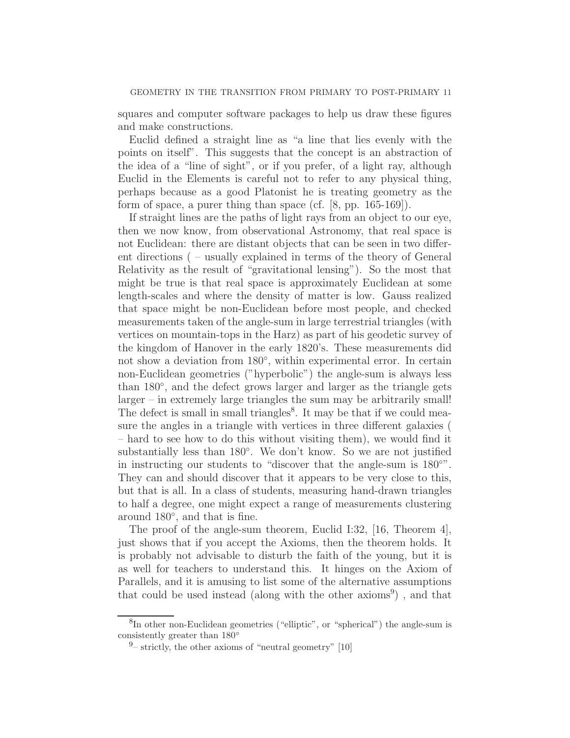squares and computer software packages to help us draw these figures and make constructions.

Euclid defined a straight line as "a line that lies evenly with the points on itself". This suggests that the concept is an abstraction of the idea of a "line of sight", or if you prefer, of a light ray, although Euclid in the Elements is careful not to refer to any physical thing, perhaps because as a good Platonist he is treating geometry as the form of space, a purer thing than space (cf. [8, pp. 165-169]).

If straight lines are the paths of light rays from an object to our eye, then we now know, from observational Astronomy, that real space is not Euclidean: there are distant objects that can be seen in two different directions ( – usually explained in terms of the theory of General Relativity as the result of "gravitational lensing"). So the most that might be true is that real space is approximately Euclidean at some length-scales and where the density of matter is low. Gauss realized that space might be non-Euclidean before most people, and checked measurements taken of the angle-sum in large terrestrial triangles (with vertices on mountain-tops in the Harz) as part of his geodetic survey of the kingdom of Hanover in the early 1820's. These measurements did not show a deviation from $180^\circ$, within experimental error. In certain non-Euclidean geometries ("hyperbolic") the angle-sum is always less than $180^\circ$, and the defect grows larger and larger as the triangle gets larger – in extremely large triangles the sum may be arbitrarily small! The defect is small in small triangles[8]. It may be that if we could measure the angles in a triangle with vertices in three different galaxies ( – hard to see how to do this without visiting them), we would find it substantially less than $180^\circ$. We don't know. So we are not justified in instructing our students to "discover that the angle-sum is $180^\circ$". They can and should discover that it appears to be very close to this, but that is all. In a class of students, measuring hand-drawn triangles to half a degree, one might expect a range of measurements clustering around $180^\circ$, and that is fine.

The proof of the angle-sum theorem, Euclid I:32, [16, Theorem 4], just shows that if you accept the Axioms, then the theorem holds. It is probably not advisable to disturb the faith of the young, but it is as well for teachers to understand this. It hinges on the Axiom of Parallels, and it is amusing to list some of the alternative assumptions that could be used instead (along with the other axioms[9]) , and that

[8] In other non-Euclidean geometries ("elliptic", or "spherical") the angle-sum is consistently greater than $180^\circ$

[9] – strictly, the other axioms of "neutral geometry" [10]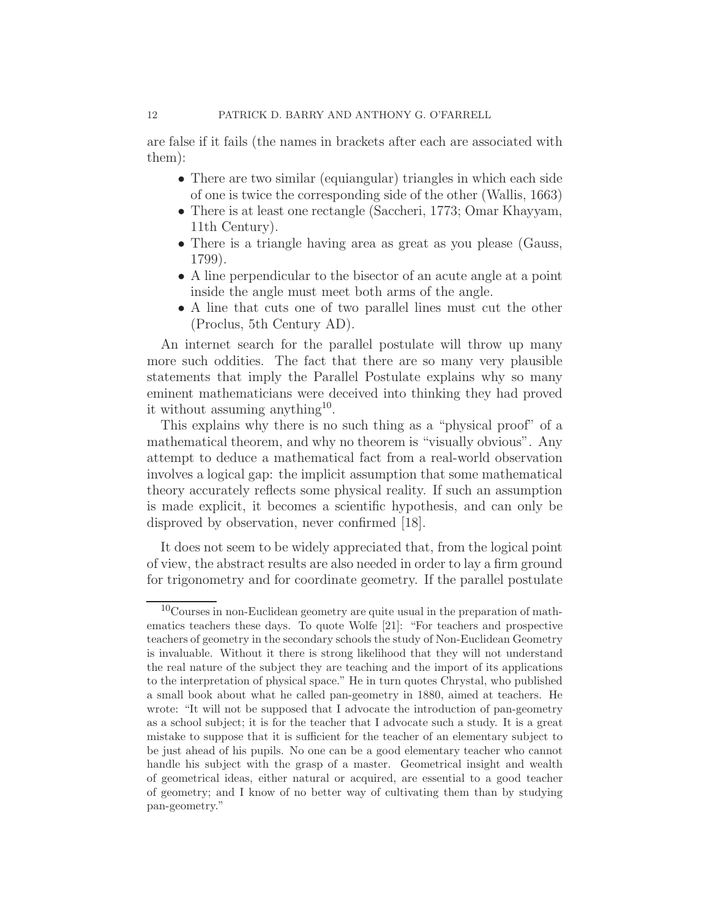are false if it fails (the names in brackets after each are associated with them):

- There are two similar (equiangular) triangles in which each side of one is twice the corresponding side of the other (Wallis, 1663)
- There is at least one rectangle (Saccheri, 1773; Omar Khayyam, 11th Century).
- There is a triangle having area as great as you please (Gauss, 1799).
- A line perpendicular to the bisector of an acute angle at a point inside the angle must meet both arms of the angle.
- A line that cuts one of two parallel lines must cut the other (Proclus, 5th Century AD).

An internet search for the parallel postulate will throw up many more such oddities. The fact that there are so many very plausible statements that imply the Parallel Postulate explains why so many eminent mathematicians were deceived into thinking they had proved it without assuming anything[10].

This explains why there is no such thing as a "physical proof" of a mathematical theorem, and why no theorem is "visually obvious". Any attempt to deduce a mathematical fact from a real-world observation involves a logical gap: the implicit assumption that some mathematical theory accurately reflects some physical reality. If such an assumption is made explicit, it becomes a scientific hypothesis, and can only be disproved by observation, never confirmed [18].

It does not seem to be widely appreciated that, from the logical point of view, the abstract results are also needed in order to lay a firm ground for trigonometry and for coordinate geometry. If the parallel postulate

[10] Courses in non-Euclidean geometry are quite usual in the preparation of mathematics teachers these days. To quote Wolfe [21]: "For teachers and prospective teachers of geometry in the secondary schools the study of Non-Euclidean Geometry is invaluable. Without it there is strong likelihood that they will not understand the real nature of the subject they are teaching and the import of its applications to the interpretation of physical space." He in turn quotes Chrystal, who published a small book about what he called pan-geometry in 1880, aimed at teachers. He wrote: "It will not be supposed that I advocate the introduction of pan-geometry as a school subject; it is for the teacher that I advocate such a study. It is a great mistake to suppose that it is sufficient for the teacher of an elementary subject to be just ahead of his pupils. No one can be a good elementary teacher who cannot handle his subject with the grasp of a master. Geometrical insight and wealth of geometrical ideas, either natural or acquired, are essential to a good teacher of geometry; and I know of no better way of cultivating them than by studying pan-geometry."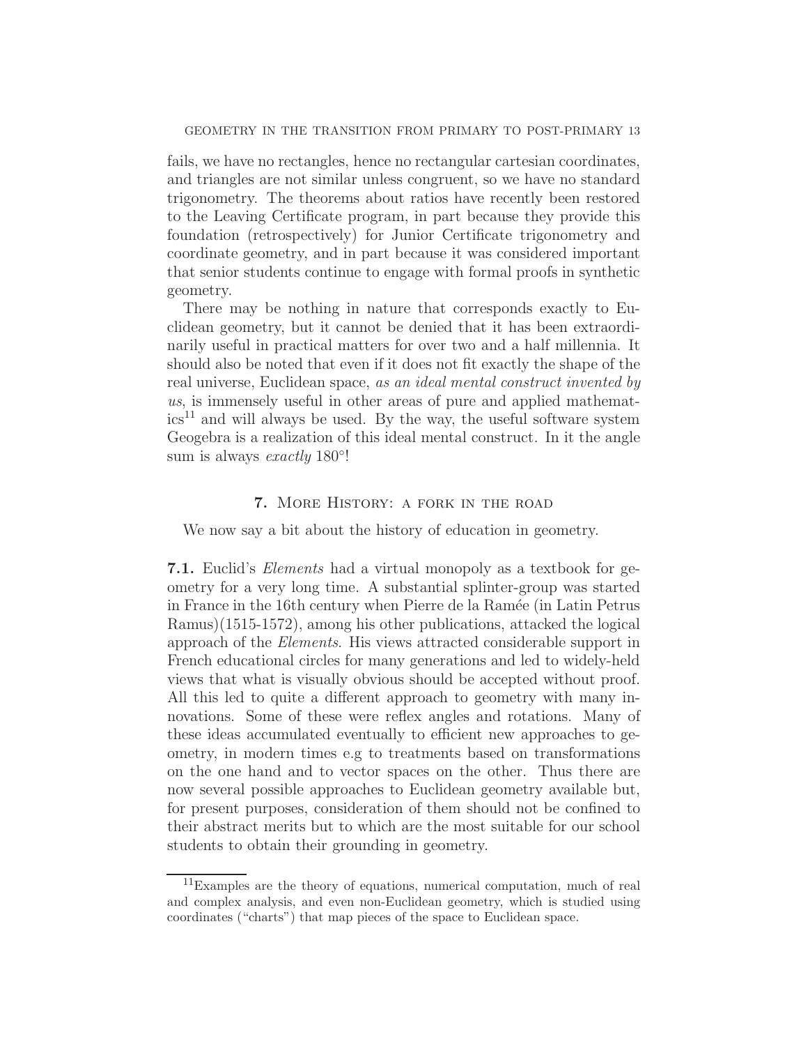fails, we have no rectangles, hence no rectangular cartesian coordinates, and triangles are not similar unless congruent, so we have no standard trigonometry. The theorems about ratios have recently been restored to the Leaving Certificate program, in part because they provide this foundation (retrospectively) for Junior Certificate trigonometry and coordinate geometry, and in part because it was considered important that senior students continue to engage with formal proofs in synthetic geometry.

There may be nothing in nature that corresponds exactly to Euclidean geometry, but it cannot be denied that it has been extraordinarily useful in practical matters for over two and a half millennia. It should also be noted that even if it does not fit exactly the shape of the real universe, Euclidean space, *as an ideal mental construct invented by us*, is immensely useful in other areas of pure and applied mathematics[11] and will always be used. By the way, the useful software system Geogebra is a realization of this ideal mental construct. In it the angle sum is always *exactly* $180°$!

## 7. More History: a fork in the road

We now say a bit about the history of education in geometry.

**7.1.** Euclid's *Elements* had a virtual monopoly as a textbook for geometry for a very long time. A substantial splinter-group was started in France in the 16th century when Pierre de la Ramée (in Latin Petrus Ramus)(1515-1572), among his other publications, attacked the logical approach of the *Elements*. His views attracted considerable support in French educational circles for many generations and led to widely-held views that what is visually obvious should be accepted without proof. All this led to quite a different approach to geometry with many innovations. Some of these were reflex angles and rotations. Many of these ideas accumulated eventually to efficient new approaches to geometry, in modern times e.g to treatments based on transformations on the one hand and to vector spaces on the other. Thus there are now several possible approaches to Euclidean geometry available but, for present purposes, consideration of them should not be confined to their abstract merits but to which are the most suitable for our school students to obtain their grounding in geometry.

[11] Examples are the theory of equations, numerical computation, much of real and complex analysis, and even non-Euclidean geometry, which is studied using coordinates ("charts") that map pieces of the space to Euclidean space.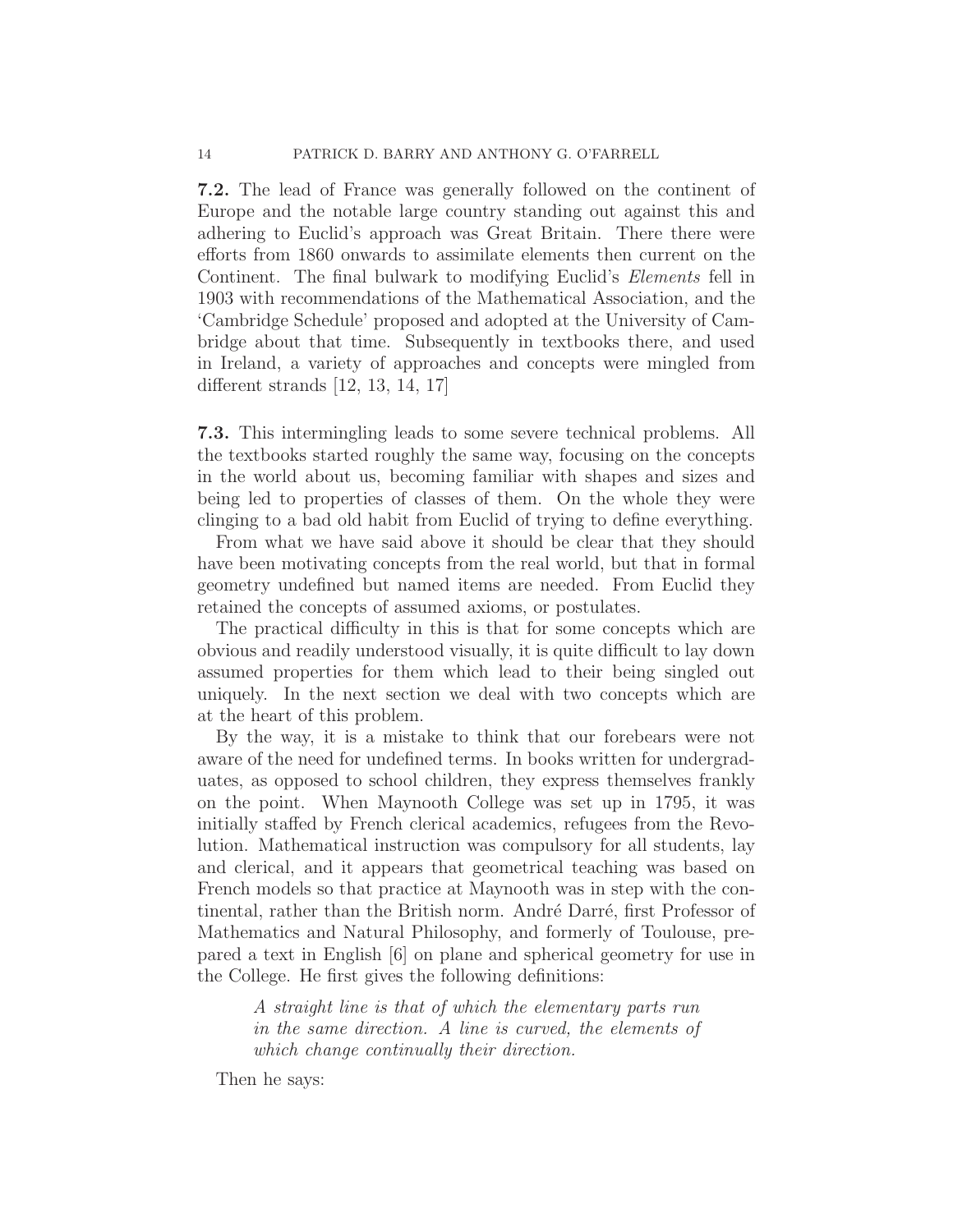**7.2.** The lead of France was generally followed on the continent of Europe and the notable large country standing out against this and adhering to Euclid's approach was Great Britain. There there were efforts from 1860 onwards to assimilate elements then current on the Continent. The final bulwark to modifying Euclid's *Elements* fell in 1903 with recommendations of the Mathematical Association, and the 'Cambridge Schedule' proposed and adopted at the University of Cambridge about that time. Subsequently in textbooks there, and used in Ireland, a variety of approaches and concepts were mingled from different strands [12, 13, 14, 17]

**7.3.** This intermingling leads to some severe technical problems. All the textbooks started roughly the same way, focusing on the concepts in the world about us, becoming familiar with shapes and sizes and being led to properties of classes of them. On the whole they were clinging to a bad old habit from Euclid of trying to define everything.

From what we have said above it should be clear that they should have been motivating concepts from the real world, but that in formal geometry undefined but named items are needed. From Euclid they retained the concepts of assumed axioms, or postulates.

The practical difficulty in this is that for some concepts which are obvious and readily understood visually, it is quite difficult to lay down assumed properties for them which lead to their being singled out uniquely. In the next section we deal with two concepts which are at the heart of this problem.

By the way, it is a mistake to think that our forebears were not aware of the need for undefined terms. In books written for undergraduates, as opposed to school children, they express themselves frankly on the point. When Maynooth College was set up in 1795, it was initially staffed by French clerical academics, refugees from the Revolution. Mathematical instruction was compulsory for all students, lay and clerical, and it appears that geometrical teaching was based on French models so that practice at Maynooth was in step with the continental, rather than the British norm. André Darré, first Professor of Mathematics and Natural Philosophy, and formerly of Toulouse, prepared a text in English [6] on plane and spherical geometry for use in the College. He first gives the following definitions:

> *A straight line is that of which the elementary parts run in the same direction. A line is curved, the elements of which change continually their direction.*

Then he says: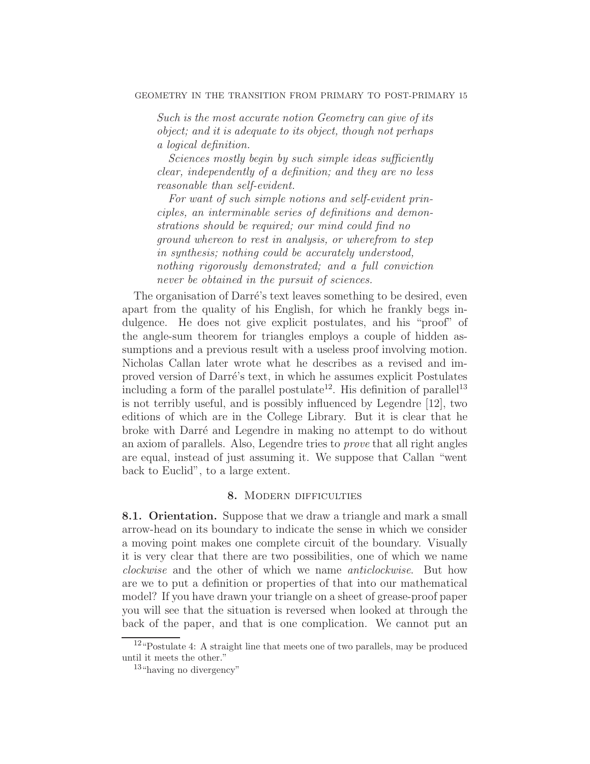*Such is the most accurate notion Geometry can give of its object; and it is adequate to its object, though not perhaps a logical definition.*

*Sciences mostly begin by such simple ideas sufficiently clear, independently of a definition; and they are no less reasonable than self-evident.*

*For want of such simple notions and self-evident principles, an interminable series of definitions and demonstrations should be required; our mind could find no ground whereon to rest in analysis, or wherefrom to step in synthesis; nothing could be accurately understood, nothing rigorously demonstrated; and a full conviction never be obtained in the pursuit of sciences.*

The organisation of Darré's text leaves something to be desired, even apart from the quality of his English, for which he frankly begs indulgence. He does not give explicit postulates, and his "proof" of the angle-sum theorem for triangles employs a couple of hidden assumptions and a previous result with a useless proof involving motion. Nicholas Callan later wrote what he describes as a revised and improved version of Darré's text, in which he assumes explicit Postulates including a form of the parallel postulate[12]. His definition of parallel[13] is not terribly useful, and is possibly influenced by Legendre [12], two editions of which are in the College Library. But it is clear that he broke with Darré and Legendre in making no attempt to do without an axiom of parallels. Also, Legendre tries to *prove* that all right angles are equal, instead of just assuming it. We suppose that Callan "went back to Euclid", to a large extent.

## 8. Modern difficulties

**8.1. Orientation.** Suppose that we draw a triangle and mark a small arrow-head on its boundary to indicate the sense in which we consider a moving point makes one complete circuit of the boundary. Visually it is very clear that there are two possibilities, one of which we name *clockwise* and the other of which we name *anticlockwise*. But how are we to put a definition or properties of that into our mathematical model? If you have drawn your triangle on a sheet of grease-proof paper you will see that the situation is reversed when looked at through the back of the paper, and that is one complication. We cannot put an

[12] "Postulate 4: A straight line that meets one of two parallels, may be produced until it meets the other."

[13] "having no divergency"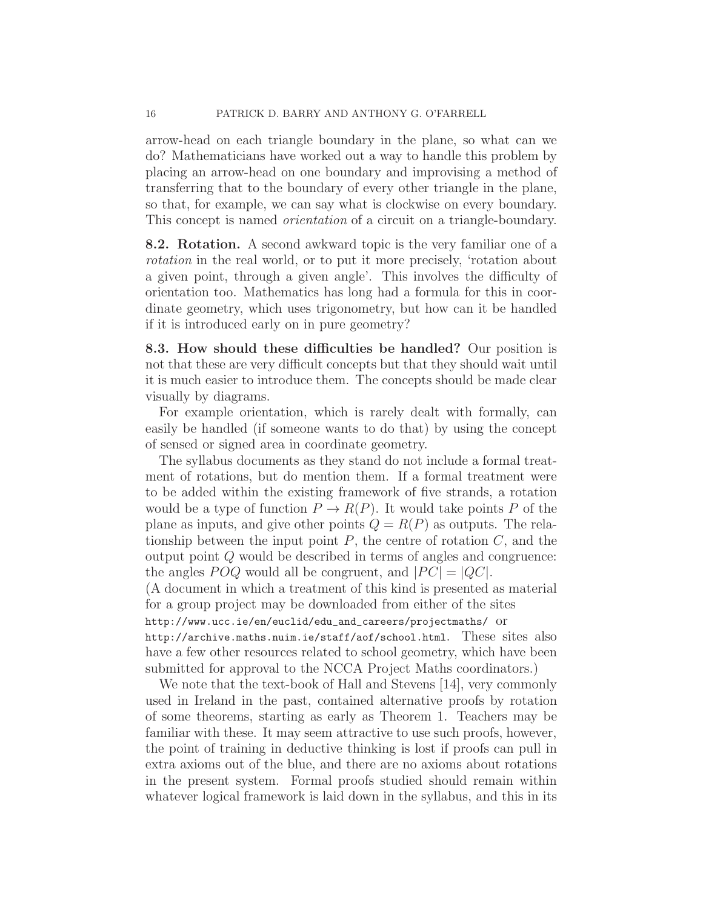arrow-head on each triangle boundary in the plane, so what can we do? Mathematicians have worked out a way to handle this problem by placing an arrow-head on one boundary and improvising a method of transferring that to the boundary of every other triangle in the plane, so that, for example, we can say what is clockwise on every boundary. This concept is named *orientation* of a circuit on a triangle-boundary.

**8.2. Rotation.** A second awkward topic is the very familiar one of a *rotation* in the real world, or to put it more precisely, 'rotation about a given point, through a given angle'. This involves the difficulty of orientation too. Mathematics has long had a formula for this in coordinate geometry, which uses trigonometry, but how can it be handled if it is introduced early on in pure geometry?

**8.3. How should these difficulties be handled?** Our position is not that these are very difficult concepts but that they should wait until it is much easier to introduce them. The concepts should be made clear visually by diagrams.

For example orientation, which is rarely dealt with formally, can easily be handled (if someone wants to do that) by using the concept of sensed or signed area in coordinate geometry.

The syllabus documents as they stand do not include a formal treatment of rotations, but do mention them. If a formal treatment were to be added within the existing framework of five strands, a rotation would be a type of function $P \to R(P)$. It would take points $P$ of the plane as inputs, and give other points $Q = R(P)$ as outputs. The relationship between the input point $P$, the centre of rotation $C$, and the output point $Q$ would be described in terms of angles and congruence: the angles $POQ$ would all be congruent, and $|PC| = |QC|$.
(A document in which a treatment of this kind is presented as material for a group project may be downloaded from either of the sites `http://www.ucc.ie/en/euclid/edu_and_careers/projectmaths/` or `http://archive.maths.nuim.ie/staff/aof/school.html`. These sites also have a few other resources related to school geometry, which have been submitted for approval to the NCCA Project Maths coordinators.)

We note that the text-book of Hall and Stevens [14], very commonly used in Ireland in the past, contained alternative proofs by rotation of some theorems, starting as early as Theorem 1. Teachers may be familiar with these. It may seem attractive to use such proofs, however, the point of training in deductive thinking is lost if proofs can pull in extra axioms out of the blue, and there are no axioms about rotations in the present system. Formal proofs studied should remain within whatever logical framework is laid down in the syllabus, and this in its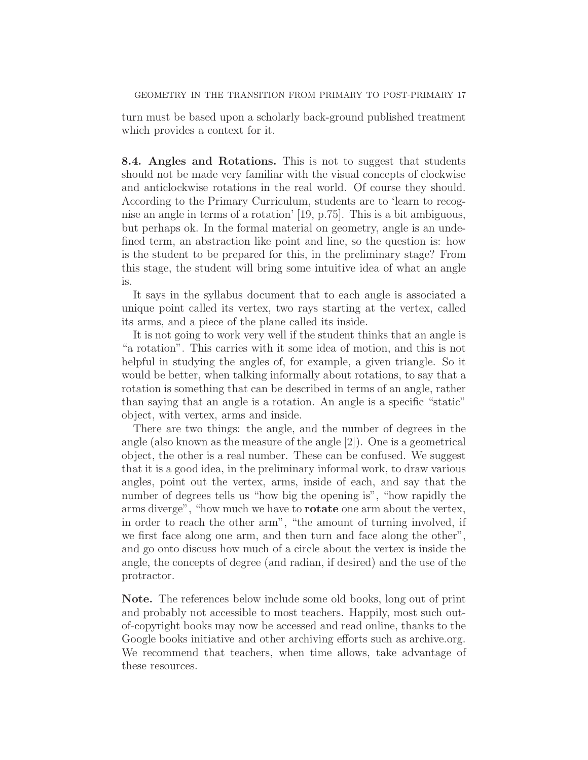turn must be based upon a scholarly back-ground published treatment which provides a context for it.

**8.4. Angles and Rotations.** This is not to suggest that students should not be made very familiar with the visual concepts of clockwise and anticlockwise rotations in the real world. Of course they should. According to the Primary Curriculum, students are to 'learn to recognise an angle in terms of a rotation' [19, p.75]. This is a bit ambiguous, but perhaps ok. In the formal material on geometry, angle is an undefined term, an abstraction like point and line, so the question is: how is the student to be prepared for this, in the preliminary stage? From this stage, the student will bring some intuitive idea of what an angle is.

It says in the syllabus document that to each angle is associated a unique point called its vertex, two rays starting at the vertex, called its arms, and a piece of the plane called its inside.

It is not going to work very well if the student thinks that an angle is "a rotation". This carries with it some idea of motion, and this is not helpful in studying the angles of, for example, a given triangle. So it would be better, when talking informally about rotations, to say that a rotation is something that can be described in terms of an angle, rather than saying that an angle is a rotation. An angle is a specific "static" object, with vertex, arms and inside.

There are two things: the angle, and the number of degrees in the angle (also known as the measure of the angle [2]). One is a geometrical object, the other is a real number. These can be confused. We suggest that it is a good idea, in the preliminary informal work, to draw various angles, point out the vertex, arms, inside of each, and say that the number of degrees tells us "how big the opening is", "how rapidly the arms diverge", "how much we have to **rotate** one arm about the vertex, in order to reach the other arm", "the amount of turning involved, if we first face along one arm, and then turn and face along the other", and go onto discuss how much of a circle about the vertex is inside the angle, the concepts of degree (and radian, if desired) and the use of the protractor.

**Note.** The references below include some old books, long out of print and probably not accessible to most teachers. Happily, most such out-of-copyright books may now be accessed and read online, thanks to the Google books initiative and other archiving efforts such as archive.org. We recommend that teachers, when time allows, take advantage of these resources.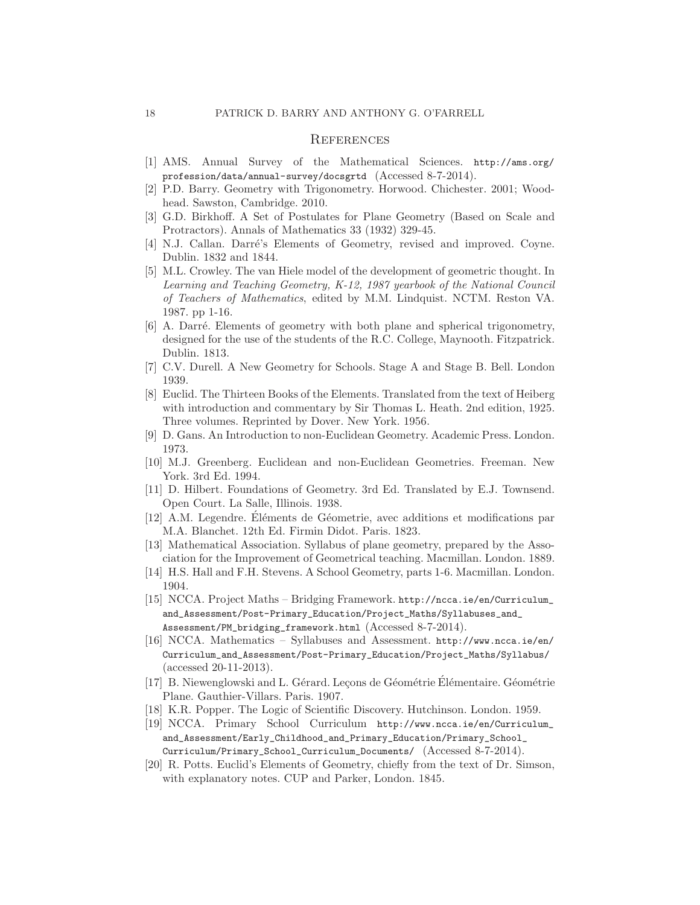## References

[1] AMS. Annual Survey of the Mathematical Sciences. http://ams.org/profession/data/annual-survey/docsgrtd (Accessed 8-7-2014).

[2] P.D. Barry. Geometry with Trigonometry. Horwood. Chichester. 2001; Woodhead. Sawston, Cambridge. 2010.

[3] G.D. Birkhoff. A Set of Postulates for Plane Geometry (Based on Scale and Protractors). Annals of Mathematics 33 (1932) 329-45.

[4] N.J. Callan. Darré's Elements of Geometry, revised and improved. Coyne. Dublin. 1832 and 1844.

[5] M.L. Crowley. The van Hiele model of the development of geometric thought. In *Learning and Teaching Geometry, K-12, 1987 yearbook of the National Council of Teachers of Mathematics*, edited by M.M. Lindquist. NCTM. Reston VA. 1987. pp 1-16.

[6] A. Darré. Elements of geometry with both plane and spherical trigonometry, designed for the use of the students of the R.C. College, Maynooth. Fitzpatrick. Dublin. 1813.

[7] C.V. Durell. A New Geometry for Schools. Stage A and Stage B. Bell. London 1939.

[8] Euclid. The Thirteen Books of the Elements. Translated from the text of Heiberg with introduction and commentary by Sir Thomas L. Heath. 2nd edition, 1925. Three volumes. Reprinted by Dover. New York. 1956.

[9] D. Gans. An Introduction to non-Euclidean Geometry. Academic Press. London. 1973.

[10] M.J. Greenberg. Euclidean and non-Euclidean Geometries. Freeman. New York. 3rd Ed. 1994.

[11] D. Hilbert. Foundations of Geometry. 3rd Ed. Translated by E.J. Townsend. Open Court. La Salle, Illinois. 1938.

[12] A.M. Legendre. Éléments de Géometrie, avec additions et modifications par M.A. Blanchet. 12th Ed. Firmin Didot. Paris. 1823.

[13] Mathematical Association. Syllabus of plane geometry, prepared by the Association for the Improvement of Geometrical teaching. Macmillan. London. 1889.

[14] H.S. Hall and F.H. Stevens. A School Geometry, parts 1-6. Macmillan. London. 1904.

[15] NCCA. Project Maths – Bridging Framework. http://ncca.ie/en/Curriculum_and_Assessment/Post-Primary_Education/Project_Maths/Syllabuses_and_Assessment/PM_bridging_framework.html (Accessed 8-7-2014).

[16] NCCA. Mathematics – Syllabuses and Assessment. http://www.ncca.ie/en/Curriculum_and_Assessment/Post-Primary_Education/Project_Maths/Syllabus/ (accessed 20-11-2013).

[17] B. Niewenglowski and L. Gérard. Leçons de Géométrie Élémentaire. Géométrie Plane. Gauthier-Villars. Paris. 1907.

[18] K.R. Popper. The Logic of Scientific Discovery. Hutchinson. London. 1959.

[19] NCCA. Primary School Curriculum http://www.ncca.ie/en/Curriculum_and_Assessment/Early_Childhood_and_Primary_Education/Primary_School_Curriculum/Primary_School_Curriculum_Documents/ (Accessed 8-7-2014).

[20] R. Potts. Euclid's Elements of Geometry, chiefly from the text of Dr. Simson, with explanatory notes. CUP and Parker, London. 1845.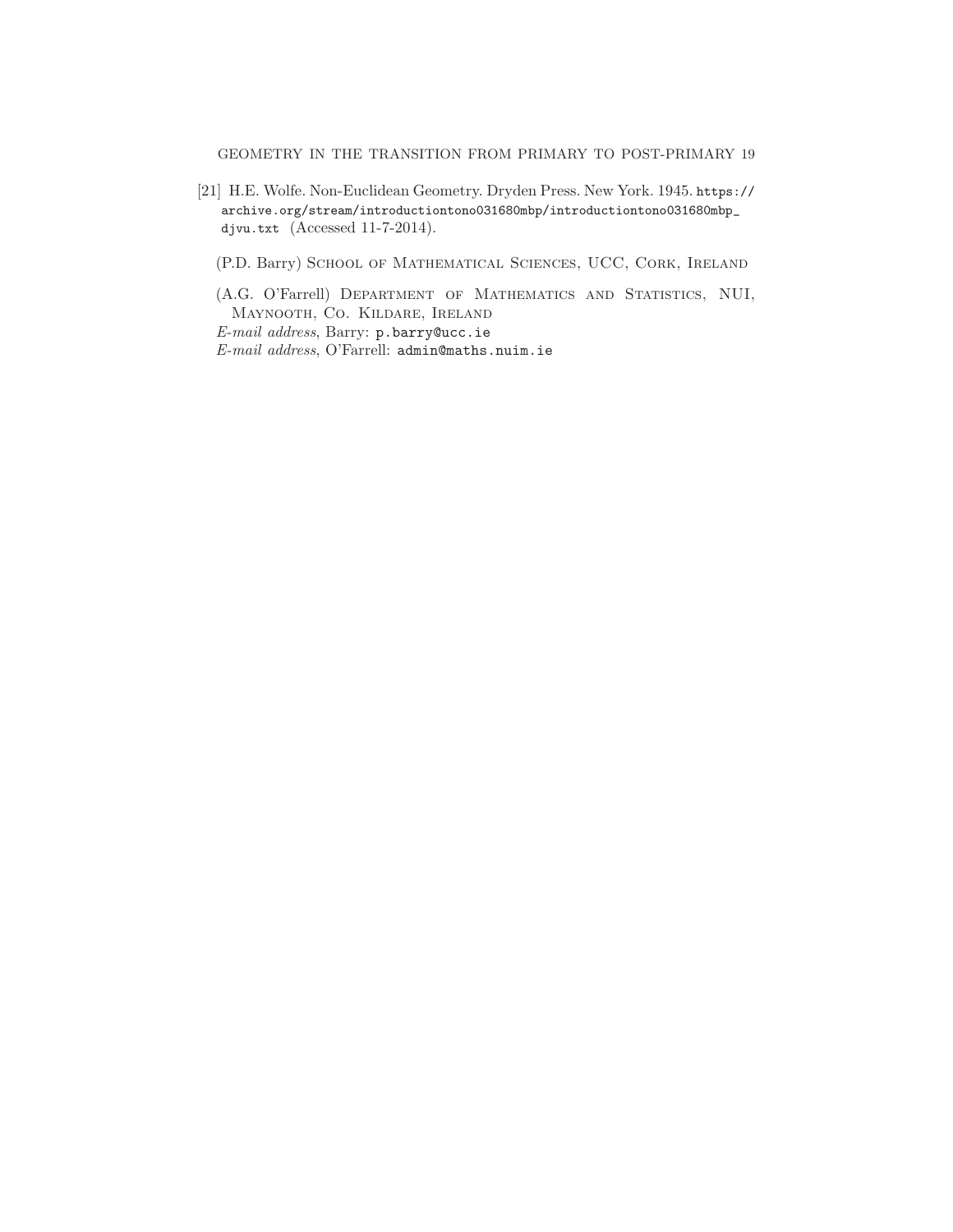[21] H.E. Wolfe. Non-Euclidean Geometry. Dryden Press. New York. 1945. https://archive.org/stream/introductiontono031680mbp/introductiontono031680mbp_djvu.txt (Accessed 11-7-2014).

(P.D. Barry) School of Mathematical Sciences, UCC, Cork, Ireland

(A.G. O'Farrell) Department of Mathematics and Statistics, NUI, Maynooth, Co. Kildare, Ireland

*E-mail address*, Barry: p.barry@ucc.ie

*E-mail address*, O'Farrell: admin@maths.nuim.ie